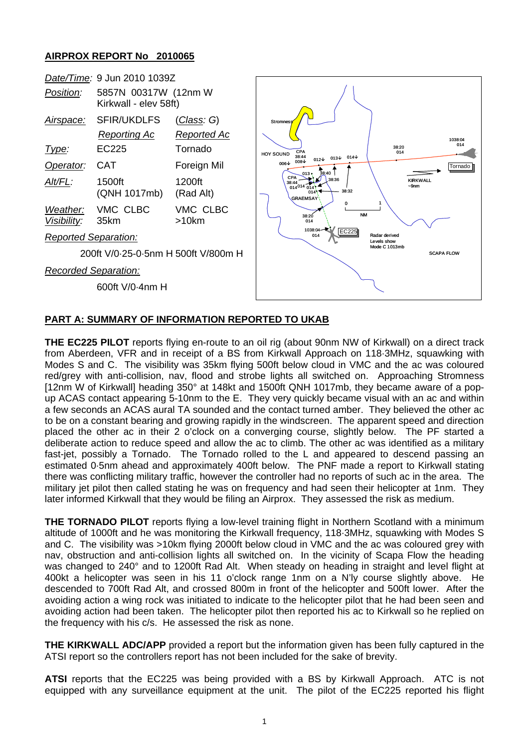**AIRPROX REPORT No 2010065**

| | | |
|---|---|---|
| *Date/Time:* | 9 Jun 2010 1039Z | |
| *Position:* | 5857N 00317W (12nm W Kirkwall - elev 58ft) | |
| *Airspace:* | SFIR/UKDLFS | (*Class:* G) |
| | *Reporting Ac* | *Reported Ac* |
| *Type:* | EC225 | Tornado |
| *Operator:* | CAT | Foreign Mil |
| *Alt/FL:* | 1500ft (QNH 1017mb) | 1200ft (Rad Alt) |
| *Weather:* | VMC CLBC | VMC CLBC |
| *Visibility:* | 35km | >10km |

*Reported Separation:*

200ft V/0·25-0·5nm H 500ft V/800m H

*Recorded Separation:*

600ft V/0·4nm H

**PART A: SUMMARY OF INFORMATION REPORTED TO UKAB**

**THE EC225 PILOT** reports flying en-route to an oil rig (about 90nm NW of Kirkwall) on a direct track from Aberdeen, VFR and in receipt of a BS from Kirkwall Approach on 118·3MHz, squawking with Modes S and C. The visibility was 35km flying 500ft below cloud in VMC and the ac was coloured red/grey with anti-collision, nav, flood and strobe lights all switched on. Approaching Stromness [12nm W of Kirkwall] heading 350° at 148kt and 1500ft QNH 1017mb, they became aware of a pop-up ACAS contact appearing 5-10nm to the E. They very quickly became visual with an ac and within a few seconds an ACAS aural TA sounded and the contact turned amber. They believed the other ac to be on a constant bearing and growing rapidly in the windscreen. The apparent speed and direction placed the other ac in their 2 o'clock on a converging course, slightly below. The PF started a deliberate action to reduce speed and allow the ac to climb. The other ac was identified as a military fast-jet, possibly a Tornado. The Tornado rolled to the L and appeared to descend passing an estimated 0·5nm ahead and approximately 400ft below. The PNF made a report to Kirkwall stating there was conflicting military traffic, however the controller had no reports of such ac in the area. The military jet pilot then called stating he was on frequency and had seen their helicopter at 1nm. They later informed Kirkwall that they would be filing an Airprox. They assessed the risk as medium.

**THE TORNADO PILOT** reports flying a low-level training flight in Northern Scotland with a minimum altitude of 1000ft and he was monitoring the Kirkwall frequency, 118·3MHz, squawking with Modes S and C. The visibility was >10km flying 2000ft below cloud in VMC and the ac was coloured grey with nav, obstruction and anti-collision lights all switched on. In the vicinity of Scapa Flow the heading was changed to 240° and to 1200ft Rad Alt. When steady on heading in straight and level flight at 400kt a helicopter was seen in his 11 o'clock range 1nm on a N'ly course slightly above. He descended to 700ft Rad Alt, and crossed 800m in front of the helicopter and 500ft lower. After the avoiding action a wing rock was initiated to indicate to the helicopter pilot that he had been seen and avoiding action had been taken. The helicopter pilot then reported his ac to Kirkwall so he replied on the frequency with his c/s. He assessed the risk as none.

**THE KIRKWALL ADC/APP** provided a report but the information given has been fully captured in the ATSI report so the controllers report has not been included for the sake of brevity.

**ATSI** reports that the EC225 was being provided with a BS by Kirkwall Approach. ATC is not equipped with any surveillance equipment at the unit. The pilot of the EC225 reported his flight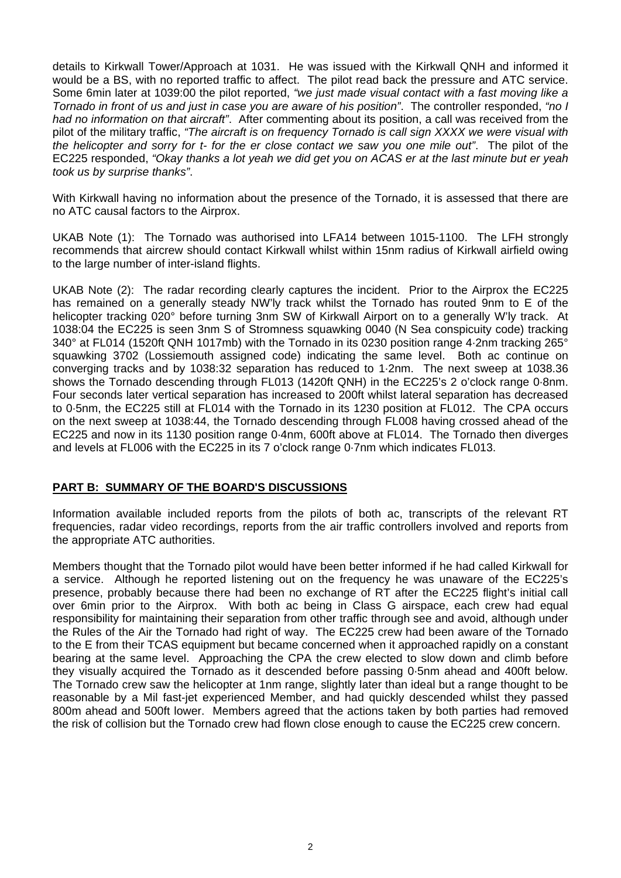details to Kirkwall Tower/Approach at 1031. He was issued with the Kirkwall QNH and informed it would be a BS, with no reported traffic to affect. The pilot read back the pressure and ATC service. Some 6min later at 1039:00 the pilot reported, *"we just made visual contact with a fast moving like a Tornado in front of us and just in case you are aware of his position"*. The controller responded, *"no I had no information on that aircraft"*. After commenting about its position, a call was received from the pilot of the military traffic, *"The aircraft is on frequency Tornado is call sign XXXX we were visual with the helicopter and sorry for t- for the er close contact we saw you one mile out"*. The pilot of the EC225 responded, *"Okay thanks a lot yeah we did get you on ACAS er at the last minute but er yeah took us by surprise thanks"*.

With Kirkwall having no information about the presence of the Tornado, it is assessed that there are no ATC causal factors to the Airprox.

UKAB Note (1): The Tornado was authorised into LFA14 between 1015-1100. The LFH strongly recommends that aircrew should contact Kirkwall whilst within 15nm radius of Kirkwall airfield owing to the large number of inter-island flights.

UKAB Note (2): The radar recording clearly captures the incident. Prior to the Airprox the EC225 has remained on a generally steady NW'ly track whilst the Tornado has routed 9nm to E of the helicopter tracking 020° before turning 3nm SW of Kirkwall Airport on to a generally W'ly track. At 1038:04 the EC225 is seen 3nm S of Stromness squawking 0040 (N Sea conspicuity code) tracking 340° at FL014 (1520ft QNH 1017mb) with the Tornado in its 0230 position range 4·2nm tracking 265° squawking 3702 (Lossiemouth assigned code) indicating the same level. Both ac continue on converging tracks and by 1038:32 separation has reduced to 1·2nm. The next sweep at 1038.36 shows the Tornado descending through FL013 (1420ft QNH) in the EC225's 2 o'clock range 0·8nm. Four seconds later vertical separation has increased to 200ft whilst lateral separation has decreased to 0·5nm, the EC225 still at FL014 with the Tornado in its 1230 position at FL012. The CPA occurs on the next sweep at 1038:44, the Tornado descending through FL008 having crossed ahead of the EC225 and now in its 1130 position range 0·4nm, 600ft above at FL014. The Tornado then diverges and levels at FL006 with the EC225 in its 7 o'clock range 0·7nm which indicates FL013.

## PART B: SUMMARY OF THE BOARD'S DISCUSSIONS

Information available included reports from the pilots of both ac, transcripts of the relevant RT frequencies, radar video recordings, reports from the air traffic controllers involved and reports from the appropriate ATC authorities.

Members thought that the Tornado pilot would have been better informed if he had called Kirkwall for a service. Although he reported listening out on the frequency he was unaware of the EC225's presence, probably because there had been no exchange of RT after the EC225 flight's initial call over 6min prior to the Airprox. With both ac being in Class G airspace, each crew had equal responsibility for maintaining their separation from other traffic through see and avoid, although under the Rules of the Air the Tornado had right of way. The EC225 crew had been aware of the Tornado to the E from their TCAS equipment but became concerned when it approached rapidly on a constant bearing at the same level. Approaching the CPA the crew elected to slow down and climb before they visually acquired the Tornado as it descended before passing 0·5nm ahead and 400ft below. The Tornado crew saw the helicopter at 1nm range, slightly later than ideal but a range thought to be reasonable by a Mil fast-jet experienced Member, and had quickly descended whilst they passed 800m ahead and 500ft lower. Members agreed that the actions taken by both parties had removed the risk of collision but the Tornado crew had flown close enough to cause the EC225 crew concern.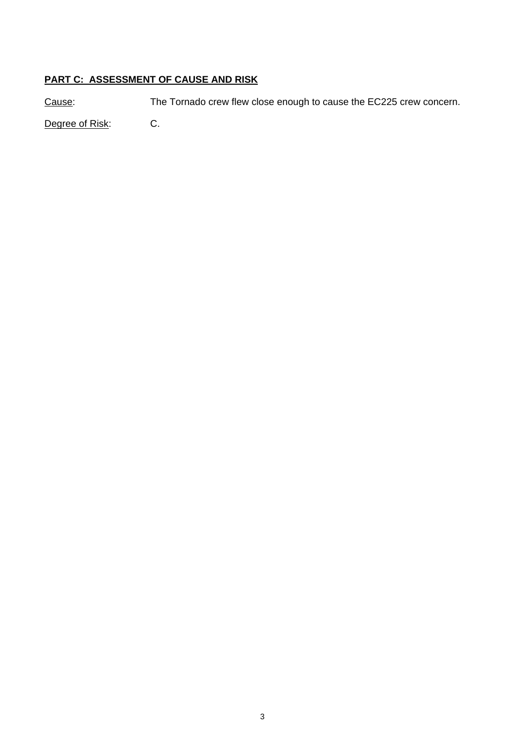**PART C: ASSESSMENT OF CAUSE AND RISK**

Cause: The Tornado crew flew close enough to cause the EC225 crew concern.

Degree of Risk: C.